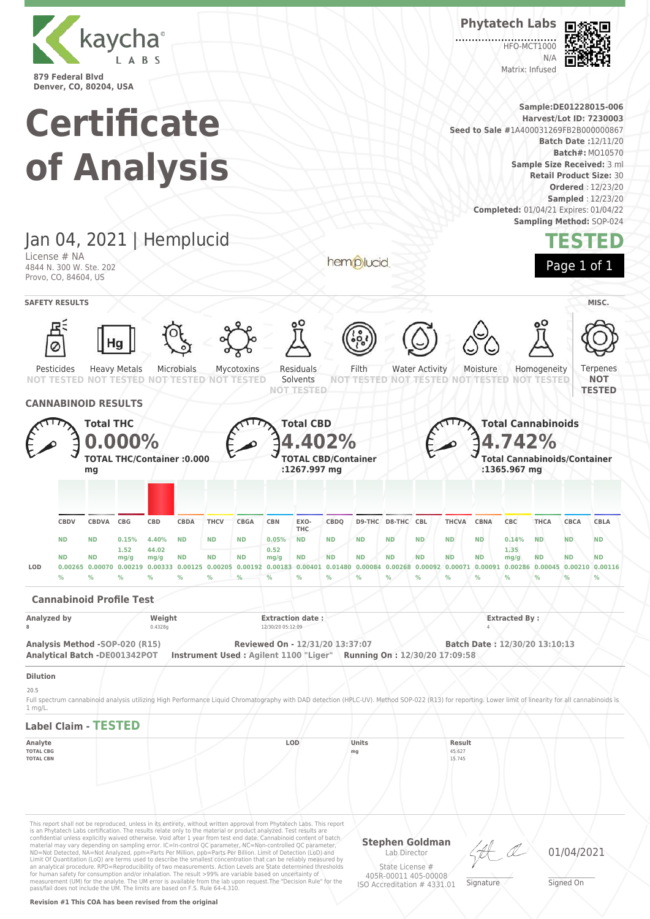kaycha LABS

879 Federal Blvd
Denver, CO, 80204, USA

**Phytatech Labs**

HFO-MCT1000
N/A
Matrix: Infused

# Certificate of Analysis

**Sample:**DE01228015-006
**Harvest/Lot ID:** 7230003
**Seed to Sale** #1A400031269FB2B000000867
**Batch Date :**12/11/20
**Batch#:** MO10570
**Sample Size Received:** 3 ml
**Retail Product Size:** 30
**Ordered** : 12/23/20
**Sampled** : 12/23/20
**Completed:** 01/04/21 Expires: 01/04/22
**Sampling Method:** SOP-024

## Jan 04, 2021 | Hemplucid

License # NA
4844 N. 300 W. Ste. 202
Provo, CO, 84604, US

hemplucid

**TESTED**

### SAFETY RESULTS

| Pesticides | Heavy Metals | Microbials | Mycotoxins | Residuals Solvents | Filth | Water Activity | Moisture | Homogeneity |
|---|---|---|---|---|---|---|---|---|
| NOT TESTED | NOT TESTED | NOT TESTED | NOT TESTED | NOT TESTED | NOT TESTED | NOT TESTED | NOT TESTED | NOT TESTED |

**MISC.**

Terpenes **NOT TESTED**

### CANNABINOID RESULTS

**Total THC** 0.000%
**TOTAL THC/Container :0.000 mg**

**Total CBD** 4.402%
**TOTAL CBD/Container :1267.997 mg**

**Total Cannabinoids** 4.742%
**Total Cannabinoids/Container :1365.967 mg**

| | CBDV | CBDVA | CBG | CBD | CBDA | THCV | CBGA | CBN | EXO-THC | CBDQ | D9-THC | D8-THC | CBL | THCVA | CBNA | CBC | THCA | CBCA | CBLA |
|---|---|---|---|---|---|---|---|---|---|---|---|---|---|---|---|---|---|---|---|
| % | ND | ND | 0.15% | 4.40% | ND | ND | ND | 0.05% | ND | ND | ND | ND | ND | ND | ND | 0.14% | ND | ND | ND |
| mg/g | ND | ND | 1.52 mg/g | 44.02 mg/g | ND | ND | ND | 0.52 mg/g | ND | ND | ND | ND | ND | ND | ND | 1.35 mg/g | ND | ND | ND |
| LOD | 0.00265 % | 0.00070 % | 0.00219 % | 0.00333 % | 0.00125 % | 0.00205 % | 0.00192 % | 0.00183 % | 0.00401 % | 0.01480 % | 0.00084 % | 0.00268 % | 0.00092 % | 0.00071 % | 0.00091 % | 0.00286 % | 0.00045 % | 0.00210 % | 0.00116 % |

### Cannabinoid Profile Test

| Analyzed by | Weight | Extraction date : | Extracted By : |
|---|---|---|---|
| 8 | 0.4328g | 12/30/20 05:12:09 | 4 |

**Analysis Method** -SOP-020 (R15) **Reviewed On** - 12/31/20 13:37:07 **Batch Date :** 12/30/20 13:10:13
**Analytical Batch** -DE001342POT **Instrument Used :** Agilent 1100 "Liger" **Running On :** 12/30/20 17:09:58

**Dilution**

20.5

Full spectrum cannabinoid analysis utilizing High Performance Liquid Chromatography with DAD detection (HPLC-UV). Method SOP-022 (R13) for reporting. Lower limit of linearity for all cannabinoids is 1 mg/L.

### Label Claim - TESTED

| Analyte | LOD | Units | Result |
|---|---|---|---|
| TOTAL CBG | | mg | 45.627 |
| TOTAL CBN | | | 15.745 |

This report shall not be reproduced, unless in its entirety, without written approval from Phytatech Labs. This report is an Phytatech Labs certification. The results relate only to the material or product analyzed. Test results are confidential unless explicitly waived otherwise. Void after 1 year from test end date. Cannabinoid content of batch material may vary depending on sampling error. IC=In-control QC parameter, NC=Non-controlled QC parameter, ND=Not Detected, NA=Not Analyzed, ppm=Parts Per Million, ppb=Parts Per Billion. Limit of Detection (LoD) and Limit Of Quantitation (LoQ) are terms used to describe the smallest concentration that can be reliably measured by an analytical procedure. RPD=Reproducibility of two measurements. Action Levels are State determined thresholds for human safety for consumption and/or inhalation. The result >99% are variable based on uncertainty of measurement (UM) for the analyte. The UM error is available from the lab upon request.The "Decision Rule" for the pass/fail does not include the UM. The limits are based on F.S. Rule 64-4.310.

**Stephen Goldman**
Lab Director
State License #
405R-00011 405-00008
ISO Accreditation # 4331.01

Signature

01/04/2021
Signed On

**Revision #1 This COA has been revised from the original**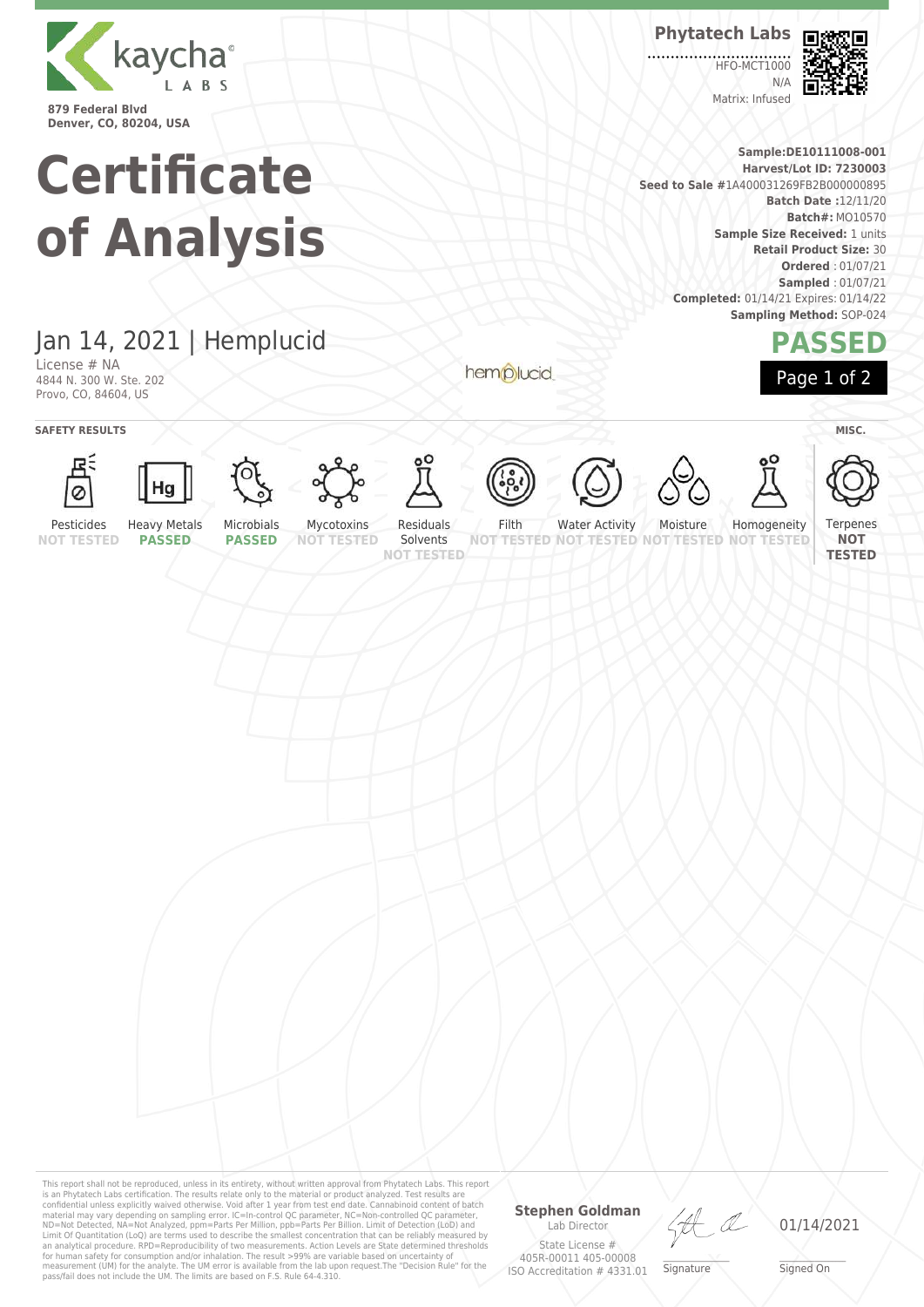kaycha LABS

879 Federal Blvd
Denver, CO, 80204, USA

**Phytatech Labs**

HFO-MCT1000
N/A
Matrix: Infused

# Certificate of Analysis

**Sample:DE10111008-001**
**Harvest/Lot ID: 7230003**
**Seed to Sale #**1A400031269FB2B000000895
**Batch Date :**12/11/20
**Batch#:** MO10570
**Sample Size Received:** 1 units
**Retail Product Size:** 30
**Ordered** : 01/07/21
**Sampled** : 01/07/21
**Completed:** 01/14/21 Expires: 01/14/22
**Sampling Method:** SOP-024

## Jan 14, 2021 | Hemplucid

License # NA
4844 N. 300 W. Ste. 202
Provo, CO, 84604, US

hemplucid

**PASSED**

**SAFETY RESULTS**

| Pesticides | Heavy Metals | Microbials | Mycotoxins | Residuals Solvents | Filth | Water Activity | Moisture | Homogeneity |
|---|---|---|---|---|---|---|---|---|
| NOT TESTED | PASSED | PASSED | NOT TESTED | NOT TESTED | NOT TESTED | NOT TESTED | NOT TESTED | NOT TESTED |

**MISC.**

| Terpenes |
|---|
| NOT TESTED |

This report shall not be reproduced, unless in its entirety, without written approval from Phytatech Labs. This report is an Phytatech Labs certification. The results relate only to the material or product analyzed. Test results are confidential unless explicitly waived otherwise. Void after 1 year from test end date. Cannabinoid content of batch material may vary depending on sampling error. IC=In-control QC parameter, NC=Non-controlled QC parameter, ND=Not Detected, NA=Not Analyzed, ppm=Parts Per Million, ppb=Parts Per Billion. Limit of Detection (LoD) and Limit Of Quantitation (LoQ) are terms used to describe the smallest concentration that can be reliably measured by an analytical procedure. RPD=Reproducibility of two measurements. Action Levels are State determined thresholds for human safety for consumption and/or inhalation. The result >99% are variable based on uncertainty of measurement (UM) for the analyte. The UM error is available from the lab upon request.The "Decision Rule" for the pass/fail does not include the UM. The limits are based on F.S. Rule 64-4.310.

**Stephen Goldman**
Lab Director
State License #
405R-00011 405-00008
ISO Accreditation # 4331.01

Signature

01/14/2021
Signed On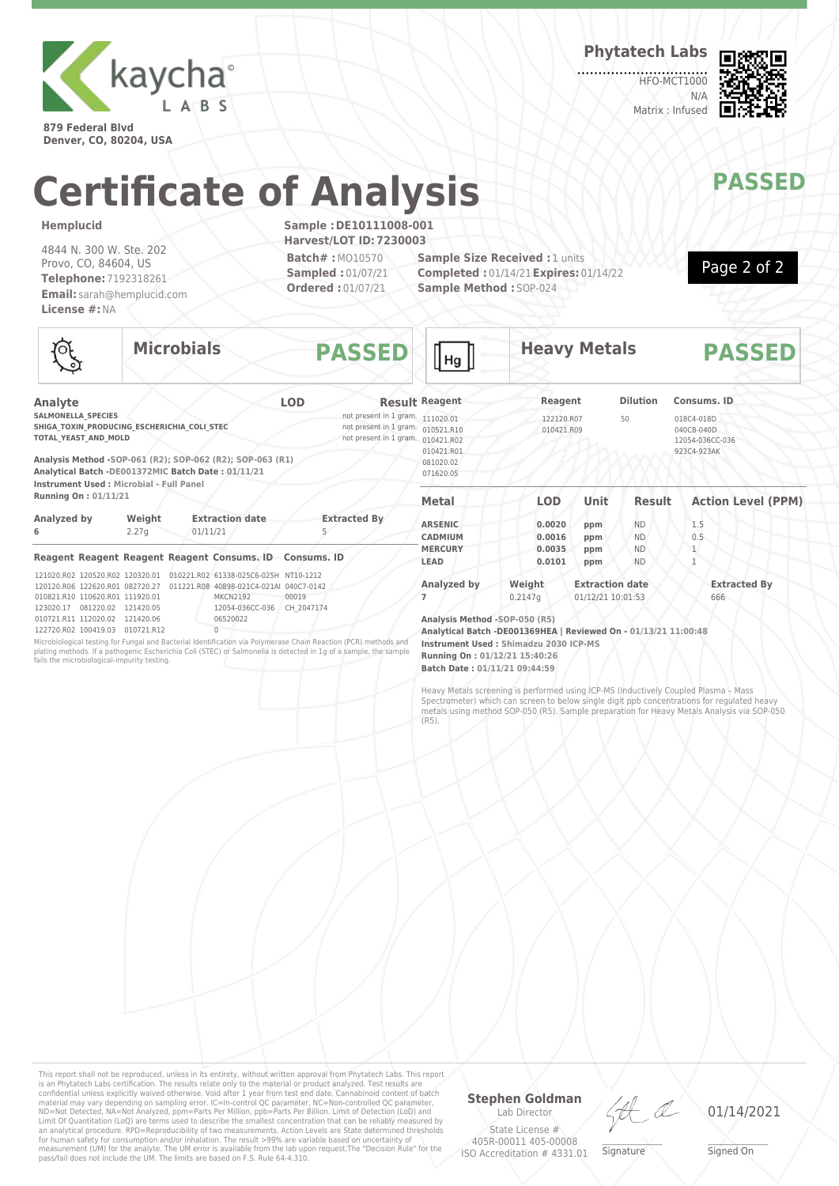kaycha LABS

879 Federal Blvd
Denver, CO, 80204, USA

**Phytatech Labs**

HFO-MCT1000
N/A
Matrix : Infused

# Certificate of Analysis

## PASSED

**Hemplucid**

4844 N. 300 W. Ste. 202
Provo, CO, 84604, US
**Telephone:** 7192318261
**Email:** sarah@hemplucid.com
**License #:** NA

**Sample : DE10111008-001**
**Harvest/LOT ID: 7230003**
**Batch# :** MO10570
**Sampled :** 01/07/21
**Ordered :** 01/07/21
**Sample Size Received :** 1 units
**Completed :** 01/14/21 **Expires:** 01/14/22
**Sample Method :** SOP-024

## Microbials — PASSED

| Analyte | LOD | Result |
|---|---|---|
| SALMONELLA_SPECIES | | not present in 1 gram. |
| SHIGA_TOXIN_PRODUCING_ESCHERICHIA_COLI_STEC | | not present in 1 gram. |
| TOTAL_YEAST_AND_MOLD | | not present in 1 gram. |

**Analysis Method -** SOP-061 (R2); SOP-062 (R2); SOP-063 (R1)
**Analytical Batch -** DE001372MIC **Batch Date :** 01/11/21
**Instrument Used :** Microbial - Full Panel
**Running On :** 01/11/21

| Analyzed by | Weight | Extraction date | Extracted By |
|---|---|---|---|
| 6 | 2.27g | 01/11/21 | 5 |

| Reagent | Reagent | Reagent | Reagent | Consums. ID | Consums. ID |
|---|---|---|---|---|---|
| 121020.R02 | 120520.R02 | 120320.01 | 010221.R02 | 61338-025C6-025H | NT10-1212 |
| 120120.R06 | 122620.R01 | 082720.27 | 011221.R08 | 40898-021C4-021AI | 040C7-0142 |
| 010821.R10 | 110620.R01 | 111920.01 | | MKCN2192 | 00019 |
| 123020.17 | 081220.02 | 121420.05 | | 12054-036CC-036 | CH_2047174 |
| 010721.R11 | 112020.02 | 121420.06 | | 06520022 | |
| 122720.R02 | 100419.03 | 010721.R12 | | 0 | |

Microbiological testing for Fungal and Bacterial Identification via Polymerase Chain Reaction (PCR) methods and plating methods. If a pathogenic Escherichia Coli (STEC) or Salmonella is detected in 1g of a sample, the sample fails the microbiological-impurity testing.

## Heavy Metals — PASSED

| Reagent | Reagent | Dilution | Consums. ID |
|---|---|---|---|
| 111020.01 | 122120.R07 | 50 | 018C4-018D |
| 010521.R10 | 010421.R09 | | 040CB-040D |
| 010421.R02 | | | 12054-036CC-036 |
| 010421.R01 | | | 923C4-923AK |
| 081020.02 | | | |
| 071620.05 | | | |

| Metal | LOD | Unit | Result | Action Level (PPM) |
|---|---|---|---|---|
| ARSENIC | 0.0020 | ppm | ND | 1.5 |
| CADMIUM | 0.0016 | ppm | ND | 0.5 |
| MERCURY | 0.0035 | ppm | ND | 1 |
| LEAD | 0.0101 | ppm | ND | 1 |

| Analyzed by | Weight | Extraction date | Extracted By |
|---|---|---|---|
| 7 | 0.2147g | 01/12/21 10:01:53 | 666 |

**Analysis Method -** SOP-050 (R5)
**Analytical Batch -** DE001369HEA | **Reviewed On -** 01/13/21 11:00:48
**Instrument Used :** Shimadzu 2030 ICP-MS
**Running On :** 01/12/21 15:40:26
**Batch Date :** 01/11/21 09:44:59

Heavy Metals screening is performed using ICP-MS (Inductively Coupled Plasma - Mass Spectrometer) which can screen to below single digit ppb concentrations for regulated heavy metals using method SOP-050 (R5). Sample preparation for Heavy Metals Analysis via SOP-050 (R5).

This report shall not be reproduced, unless in its entirety, without written approval from Phytatech Labs. This report is an Phytatech Labs certification. The results relate only to the material or product analyzed. Test results are confidential unless explicitly waived otherwise. Void after 1 year from test end date. Cannabinoid content of batch material may vary depending on sampling error. IC=In-control QC parameter, NC=Non-controlled QC parameter, ND=Not Detected, NA=Not Analyzed, ppm=Parts Per Million, ppb=Parts Per Billion. Limit of Detection (LoD) and Limit Of Quantitation (LoQ) are terms used to describe the smallest concentration that can be reliably measured by an analytical procedure. RPD=Reproducibility of two measurements. Action Levels are State determined thresholds for human safety for consumption and/or inhalation. The result >99% are variable based on uncertainty of measurement (UM) for the analyte. The UM error is available from the lab upon request.The "Decision Rule" for the pass/fail does not include the UM. The limits are based on F.S. Rule 64-4.310.

**Stephen Goldman**
Lab Director
State License #
405R-00011 405-00008
ISO Accreditation # 4331.01

Signature

01/14/2021
Signed On